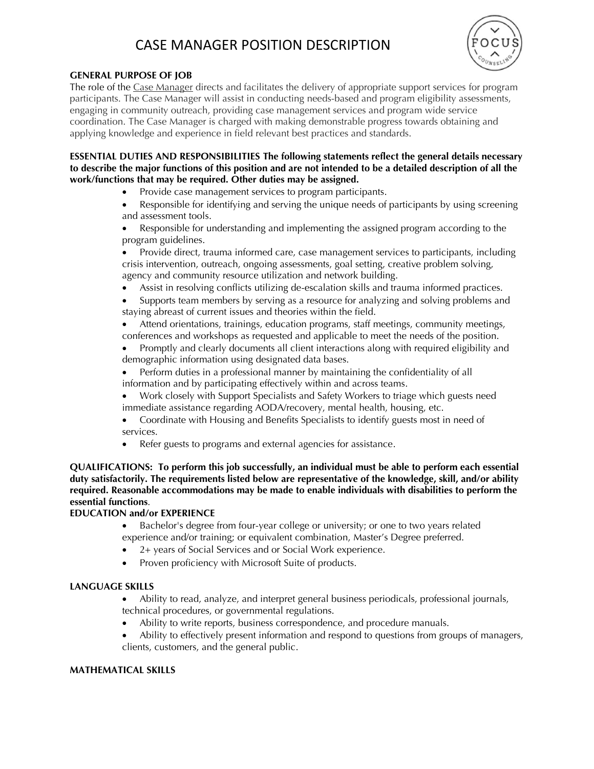# CASE MANAGER POSITION DESCRIPTION

**GENERAL PURPOSE OF JOB**

The role of the Case Manager directs and facilitates the delivery of appropriate support services for program participants. The Case Manager will assist in conducting needs-based and program eligibility assessments, engaging in community outreach, providing case management services and program wide service coordination. The Case Manager is charged with making demonstrable progress towards obtaining and applying knowledge and experience in field relevant best practices and standards.

**ESSENTIAL DUTIES AND RESPONSIBILITIES The following statements reflect the general details necessary to describe the major functions of this position and are not intended to be a detailed description of all the work/functions that may be required. Other duties may be assigned.**

- Provide case management services to program participants.
- Responsible for identifying and serving the unique needs of participants by using screening and assessment tools.
- Responsible for understanding and implementing the assigned program according to the program guidelines.
- Provide direct, trauma informed care, case management services to participants, including crisis intervention, outreach, ongoing assessments, goal setting, creative problem solving, agency and community resource utilization and network building.
- Assist in resolving conflicts utilizing de-escalation skills and trauma informed practices.
- Supports team members by serving as a resource for analyzing and solving problems and staying abreast of current issues and theories within the field.
- Attend orientations, trainings, education programs, staff meetings, community meetings, conferences and workshops as requested and applicable to meet the needs of the position.
- Promptly and clearly documents all client interactions along with required eligibility and demographic information using designated data bases.
- Perform duties in a professional manner by maintaining the confidentiality of all information and by participating effectively within and across teams.
- Work closely with Support Specialists and Safety Workers to triage which guests need immediate assistance regarding AODA/recovery, mental health, housing, etc.
- Coordinate with Housing and Benefits Specialists to identify guests most in need of services.
- Refer guests to programs and external agencies for assistance.

**QUALIFICATIONS: To perform this job successfully, an individual must be able to perform each essential duty satisfactorily. The requirements listed below are representative of the knowledge, skill, and/or ability required. Reasonable accommodations may be made to enable individuals with disabilities to perform the essential functions.**

**EDUCATION and/or EXPERIENCE**

- Bachelor's degree from four-year college or university; or one to two years related experience and/or training; or equivalent combination, Master's Degree preferred.
- 2+ years of Social Services and or Social Work experience.
- Proven proficiency with Microsoft Suite of products.

**LANGUAGE SKILLS**

- Ability to read, analyze, and interpret general business periodicals, professional journals, technical procedures, or governmental regulations.
- Ability to write reports, business correspondence, and procedure manuals.
- Ability to effectively present information and respond to questions from groups of managers, clients, customers, and the general public.

**MATHEMATICAL SKILLS**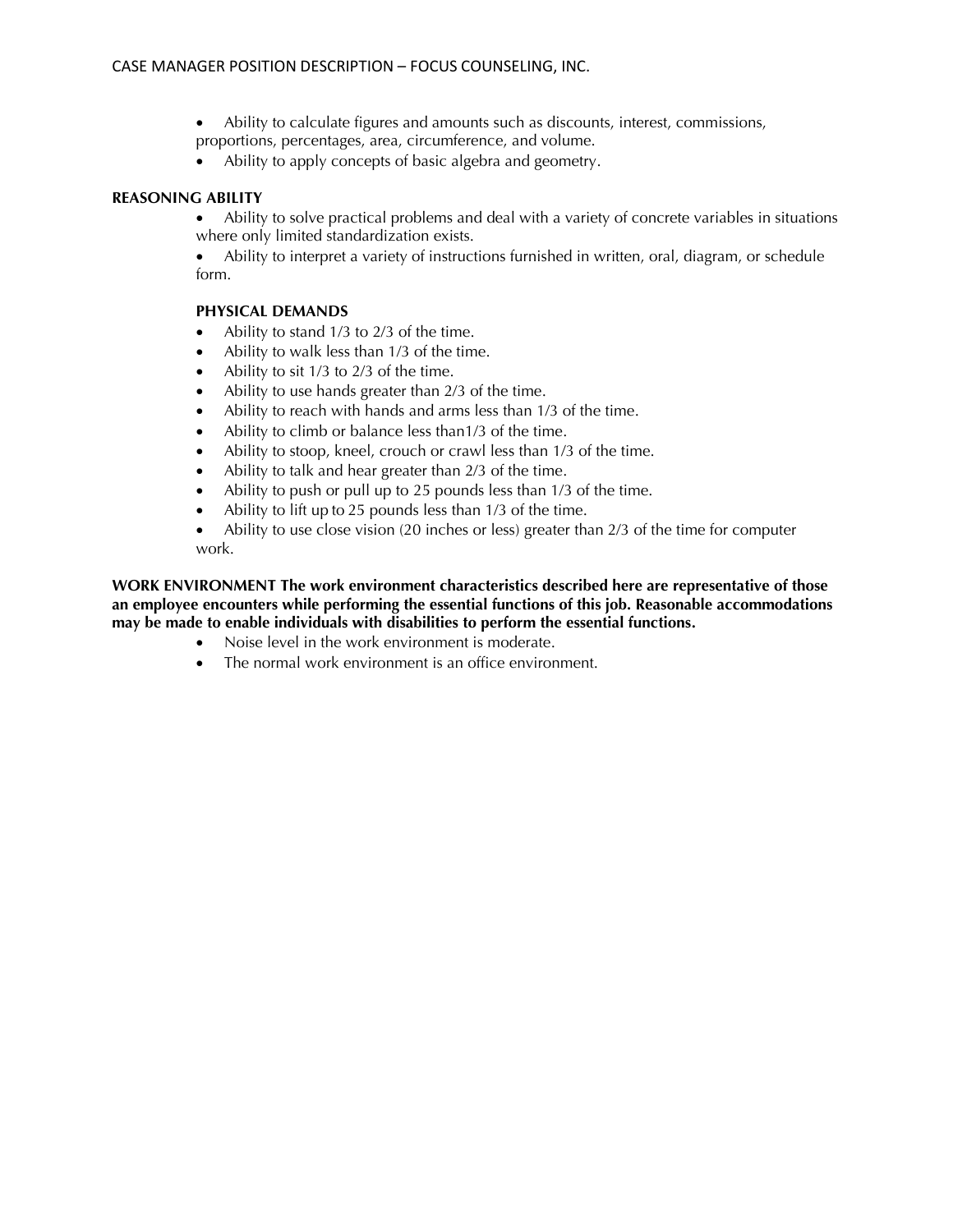- Ability to calculate figures and amounts such as discounts, interest, commissions, proportions, percentages, area, circumference, and volume.
- Ability to apply concepts of basic algebra and geometry.

**REASONING ABILITY**

- Ability to solve practical problems and deal with a variety of concrete variables in situations where only limited standardization exists.
- Ability to interpret a variety of instructions furnished in written, oral, diagram, or schedule form.

**PHYSICAL DEMANDS**

- Ability to stand 1/3 to 2/3 of the time.
- Ability to walk less than 1/3 of the time.
- Ability to sit 1/3 to 2/3 of the time.
- Ability to use hands greater than 2/3 of the time.
- Ability to reach with hands and arms less than 1/3 of the time.
- Ability to climb or balance less than1/3 of the time.
- Ability to stoop, kneel, crouch or crawl less than 1/3 of the time.
- Ability to talk and hear greater than 2/3 of the time.
- Ability to push or pull up to 25 pounds less than 1/3 of the time.
- Ability to lift up to 25 pounds less than 1/3 of the time.
- Ability to use close vision (20 inches or less) greater than 2/3 of the time for computer work.

**WORK ENVIRONMENT The work environment characteristics described here are representative of those an employee encounters while performing the essential functions of this job. Reasonable accommodations may be made to enable individuals with disabilities to perform the essential functions.**

- Noise level in the work environment is moderate.
- The normal work environment is an office environment.